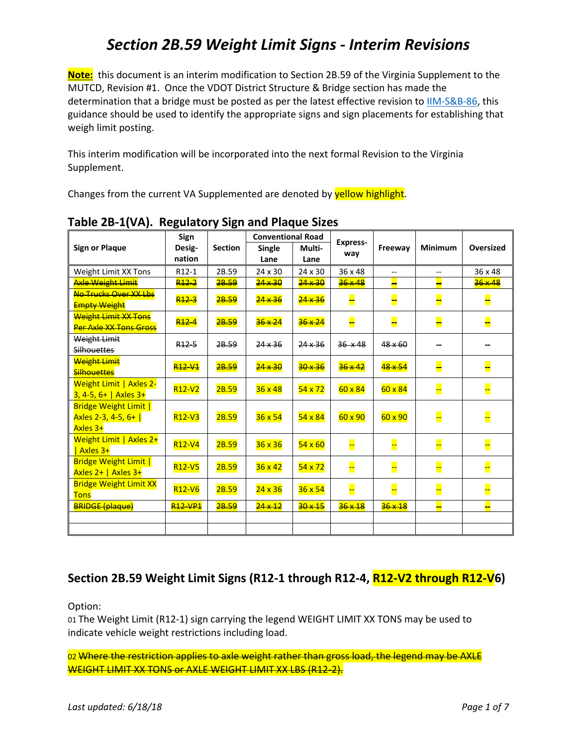# Section 2B.59 Weight Limit Signs - Interim Revisions

**Note:** this document is an interim modification to Section 2B.59 of the Virginia Supplement to the MUTCD, Revision #1. Once the VDOT District Structure & Bridge section has made the determination that a bridge must be posted as per the latest effective revision to IIM-S&B-86, this guidance should be used to identify the appropriate signs and sign placements for establishing that weigh limit posting.

This interim modification will be incorporated into the next formal Revision to the Virginia Supplement.

Changes from the current VA Supplemented are denoted by yellow highlight.

## Table 2B-1(VA). Regulatory Sign and Plaque Sizes

| Sign or Plaque | Sign Desig-nation | Section | Conventional Road | | Express-way | Freeway | Minimum | Oversized |
|---|---|---|---|---|---|---|---|---|
| | | | Single Lane | Multi-Lane | | | | |
| Weight Limit XX Tons | R12-1 | 2B.59 | 24 x 30 | 24 x 30 | 36 x 48 | -- | -- | 36 x 48 |
| ~~Axle Weight Limit~~ | ~~R12-2~~ | ~~2B.59~~ | ~~24 x 30~~ | ~~24 x 30~~ | ~~36 x 48~~ | ~~--~~ | ~~--~~ | ~~36 x 48~~ |
| ~~No Trucks Over XX Lbs Empty Weight~~ | ~~R12-3~~ | ~~2B.59~~ | ~~24 x 36~~ | ~~24 x 36~~ | ~~--~~ | ~~--~~ | ~~--~~ | ~~--~~ |
| ~~Weight Limit XX Tons Per Axle XX Tons Gross~~ | ~~R12-4~~ | ~~2B.59~~ | ~~36 x 24~~ | ~~36 x 24~~ | ~~--~~ | ~~--~~ | ~~--~~ | ~~--~~ |
| ~~Weight Limit Silhouettes~~ | ~~R12-5~~ | ~~2B.59~~ | ~~24 x 36~~ | ~~24 x 36~~ | ~~36 x 48~~ | ~~48 x 60~~ | ~~--~~ | ~~--~~ |
| ~~Weight Limit Silhouettes~~ | ~~R12-V1~~ | ~~2B.59~~ | ~~24 x 30~~ | ~~30 x 36~~ | ~~36 x 42~~ | ~~48 x 54~~ | ~~--~~ | ~~--~~ |
| Weight Limit \| Axles 2-3, 4-5, 6+ \| Axles 3+ | R12-V2 | 2B.59 | 36 x 48 | 54 x 72 | 60 x 84 | 60 x 84 | -- | -- |
| Bridge Weight Limit \| Axles 2-3, 4-5, 6+ \| Axles 3+ | R12-V3 | 2B.59 | 36 x 54 | 54 x 84 | 60 x 90 | 60 x 90 | -- | -- |
| Weight Limit \| Axles 2+ \| Axles 3+ | R12-V4 | 2B.59 | 36 x 36 | 54 x 60 | -- | -- | -- | -- |
| Bridge Weight Limit \| Axles 2+ \| Axles 3+ | R12-V5 | 2B.59 | 36 x 42 | 54 x 72 | -- | -- | -- | -- |
| Bridge Weight Limit XX Tons | R12-V6 | 2B.59 | 24 x 36 | 36 x 54 | -- | -- | -- | -- |
| ~~BRIDGE (plaque)~~ | ~~R12-VP1~~ | ~~2B.59~~ | ~~24 x 12~~ | ~~30 x 15~~ | ~~36 x 18~~ | ~~36 x 18~~ | ~~--~~ | ~~--~~ |
| | | | | | | | | |
| | | | | | | | | |

## Section 2B.59 Weight Limit Signs (R12-1 through R12-4, R12-V2 through R12-V6)

Option:

01 The Weight Limit (R12-1) sign carrying the legend WEIGHT LIMIT XX TONS may be used to indicate vehicle weight restrictions including load.

02 ~~Where the restriction applies to axle weight rather than gross load, the legend may be AXLE WEIGHT LIMIT XX TONS or AXLE WEIGHT LIMIT XX LBS (R12-2).~~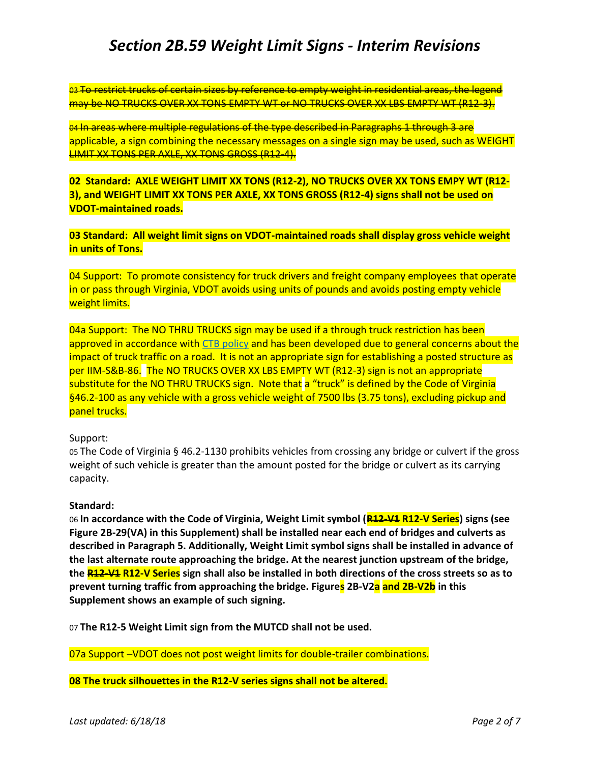# Section 2B.59 Weight Limit Signs - Interim Revisions

~~03 To restrict trucks of certain sizes by reference to empty weight in residential areas, the legend may be NO TRUCKS OVER XX TONS EMPTY WT or NO TRUCKS OVER XX LBS EMPTY WT (R12-3).~~

~~04 In areas where multiple regulations of the type described in Paragraphs 1 through 3 are applicable, a sign combining the necessary messages on a single sign may be used, such as WEIGHT LIMIT XX TONS PER AXLE, XX TONS GROSS (R12-4).~~

**02 Standard: AXLE WEIGHT LIMIT XX TONS (R12-2), NO TRUCKS OVER XX TONS EMPY WT (R12-3), and WEIGHT LIMIT XX TONS PER AXLE, XX TONS GROSS (R12-4) signs shall not be used on VDOT-maintained roads.**

**03 Standard: All weight limit signs on VDOT-maintained roads shall display gross vehicle weight in units of Tons.**

04 Support: To promote consistency for truck drivers and freight company employees that operate in or pass through Virginia, VDOT avoids using units of pounds and avoids posting empty vehicle weight limits.

04a Support: The NO THRU TRUCKS sign may be used if a through truck restriction has been approved in accordance with CTB policy and has been developed due to general concerns about the impact of truck traffic on a road. It is not an appropriate sign for establishing a posted structure as per IIM-S&B-86. The NO TRUCKS OVER XX LBS EMPTY WT (R12-3) sign is not an appropriate substitute for the NO THRU TRUCKS sign. Note that a "truck" is defined by the Code of Virginia §46.2-100 as any vehicle with a gross vehicle weight of 7500 lbs (3.75 tons), excluding pickup and panel trucks.

Support:

05 The Code of Virginia § 46.2-1130 prohibits vehicles from crossing any bridge or culvert if the gross weight of such vehicle is greater than the amount posted for the bridge or culvert as its carrying capacity.

**Standard:**

06 **In accordance with the Code of Virginia, Weight Limit symbol (~~R12-V1~~ R12-V Series) signs (see Figure 2B-29(VA) in this Supplement) shall be installed near each end of bridges and culverts as described in Paragraph 5. Additionally, Weight Limit symbol signs shall be installed in advance of the last alternate route approaching the bridge. At the nearest junction upstream of the bridge, the ~~R12-V1~~ R12-V Series sign shall also be installed in both directions of the cross streets so as to prevent turning traffic from approaching the bridge. Figures 2B-V2a and 2B-V2b in this Supplement shows an example of such signing.**

07 **The R12-5 Weight Limit sign from the MUTCD shall not be used.**

07a Support –VDOT does not post weight limits for double-trailer combinations.

**08 The truck silhouettes in the R12-V series signs shall not be altered.**

*Last updated: 6/18/18*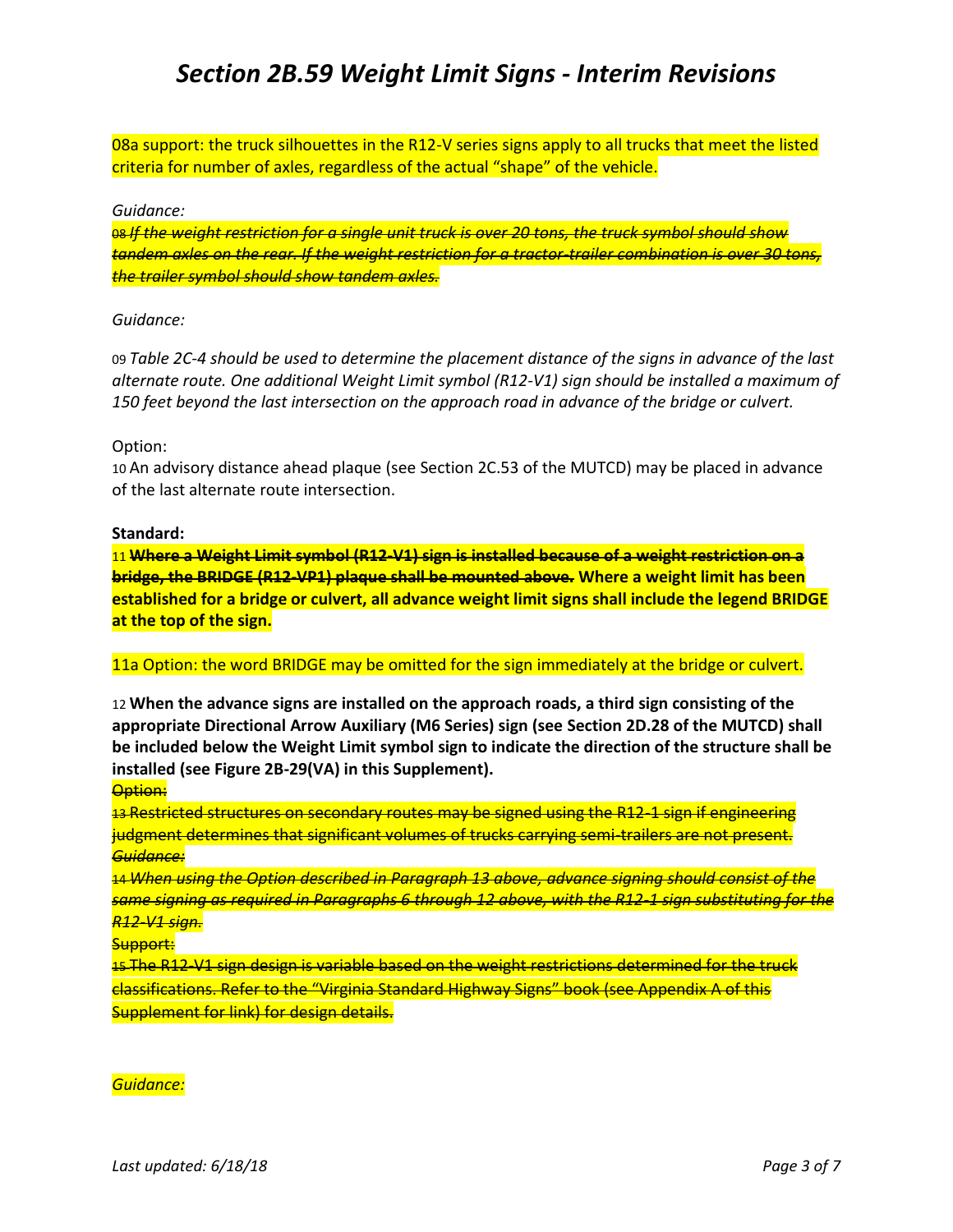# Section 2B.59 Weight Limit Signs - Interim Revisions

08a support: the truck silhouettes in the R12-V series signs apply to all trucks that meet the listed criteria for number of axles, regardless of the actual “shape” of the vehicle.

*Guidance:*

~~08 *If the weight restriction for a single unit truck is over 20 tons, the truck symbol should show tandem axles on the rear. If the weight restriction for a tractor-trailer combination is over 30 tons, the trailer symbol should show tandem axles.*~~

*Guidance:*

09 *Table 2C-4 should be used to determine the placement distance of the signs in advance of the last alternate route. One additional Weight Limit symbol (R12-V1) sign should be installed a maximum of 150 feet beyond the last intersection on the approach road in advance of the bridge or culvert.*

Option:

10 An advisory distance ahead plaque (see Section 2C.53 of the MUTCD) may be placed in advance of the last alternate route intersection.

**Standard:**

11 ~~**Where a Weight Limit symbol (R12-V1) sign is installed because of a weight restriction on a bridge, the BRIDGE (R12-VP1) plaque shall be mounted above.**~~ **Where a weight limit has been established for a bridge or culvert, all advance weight limit signs shall include the legend BRIDGE at the top of the sign.**

11a Option: the word BRIDGE may be omitted for the sign immediately at the bridge or culvert.

12 **When the advance signs are installed on the approach roads, a third sign consisting of the appropriate Directional Arrow Auxiliary (M6 Series) sign (see Section 2D.28 of the MUTCD) shall be included below the Weight Limit symbol sign to indicate the direction of the structure shall be installed (see Figure 2B-29(VA) in this Supplement).**

~~Option:~~

~~13 Restricted structures on secondary routes may be signed using the R12-1 sign if engineering judgment determines that significant volumes of trucks carrying semi-trailers are not present.~~

~~*Guidance:*~~

~~14 *When using the Option described in Paragraph 13 above, advance signing should consist of the same signing as required in Paragraphs 6 through 12 above, with the R12-1 sign substituting for the R12-V1 sign.*~~

~~Support:~~

~~15 The R12-V1 sign design is variable based on the weight restrictions determined for the truck classifications. Refer to the “Virginia Standard Highway Signs” book (see Appendix A of this Supplement for link) for design details.~~

*Guidance:*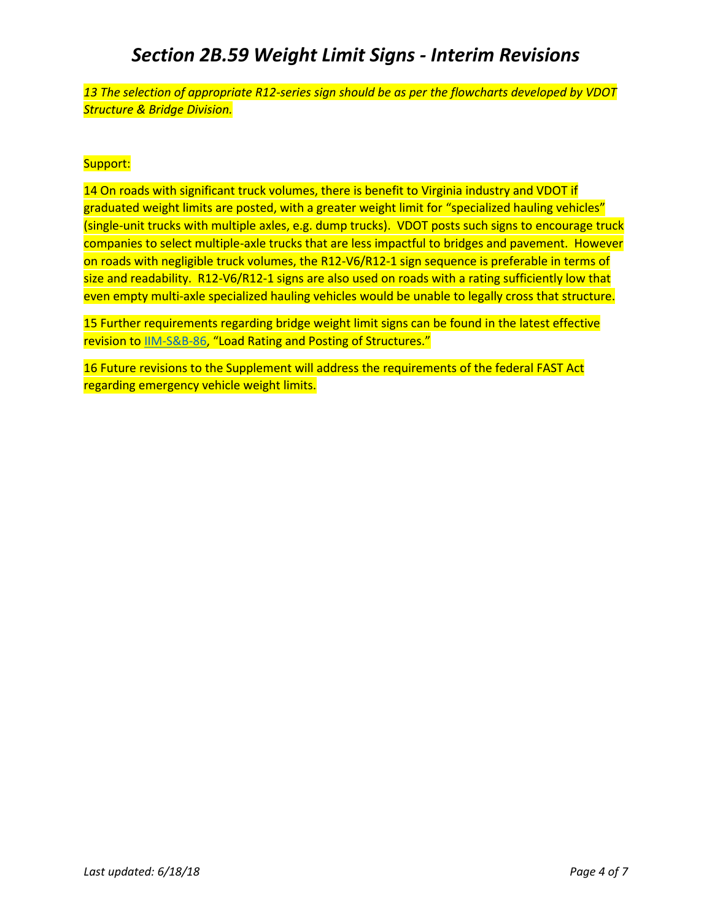# *Section 2B.59 Weight Limit Signs - Interim Revisions*

*13 The selection of appropriate R12-series sign should be as per the flowcharts developed by VDOT Structure & Bridge Division.*

Support:

14 On roads with significant truck volumes, there is benefit to Virginia industry and VDOT if graduated weight limits are posted, with a greater weight limit for "specialized hauling vehicles" (single-unit trucks with multiple axles, e.g. dump trucks). VDOT posts such signs to encourage truck companies to select multiple-axle trucks that are less impactful to bridges and pavement. However on roads with negligible truck volumes, the R12-V6/R12-1 sign sequence is preferable in terms of size and readability. R12-V6/R12-1 signs are also used on roads with a rating sufficiently low that even empty multi-axle specialized hauling vehicles would be unable to legally cross that structure.

15 Further requirements regarding bridge weight limit signs can be found in the latest effective revision to IIM-S&B-86, "Load Rating and Posting of Structures."

16 Future revisions to the Supplement will address the requirements of the federal FAST Act regarding emergency vehicle weight limits.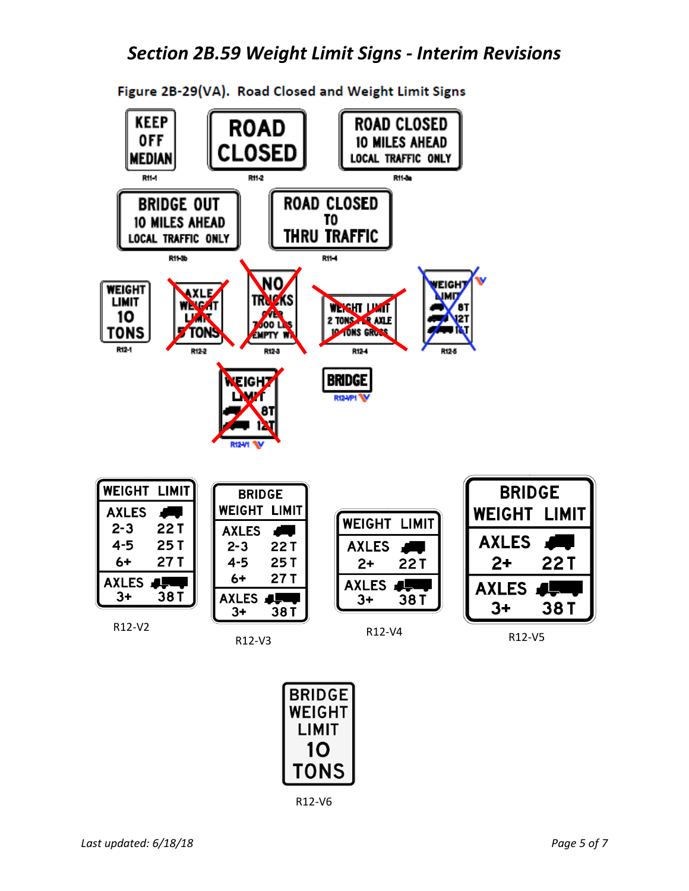# Section 2B.59 Weight Limit Signs - Interim Revisions

Figure 2B-29(VA). Road Closed and Weight Limit Signs

KEEP OFF MEDIAN
R11-1

ROAD CLOSED
R11-2

ROAD CLOSED 10 MILES AHEAD LOCAL TRAFFIC ONLY
R11-3a

BRIDGE OUT 10 MILES AHEAD LOCAL TRAFFIC ONLY
R11-3b

ROAD CLOSED TO THRU TRAFFIC
R11-4

WEIGHT LIMIT 10 TONS
R12-1

AXLE WEIGHT LIMIT 5 TONS
R12-2

NO TRUCKS OVER 7000 LBS EMPTY WT
R12-3

WEIGHT LIMIT 2 TONS PER AXLE 10 TONS GROSS
R12-4

WEIGHT LIMIT 8T 12T 16T
R12-5

WEIGHT LIMIT 8T 12T
R12-V1

BRIDGE
R12-VP1

WEIGHT LIMIT AXLES 2-3 22 T 4-5 25 T 6+ 27 T AXLES 3+ 38 T
R12-V2

BRIDGE WEIGHT LIMIT AXLES 2-3 22 T 4-5 25 T 6+ 27 T AXLES 3+ 38 T
R12-V3

WEIGHT LIMIT AXLES 2+ 22 T AXLES 3+ 38 T
R12-V4

BRIDGE WEIGHT LIMIT AXLES 2+ 22 T AXLES 3+ 38 T
R12-V5

BRIDGE WEIGHT LIMIT 10 TONS
R12-V6

*Last updated: 6/18/18*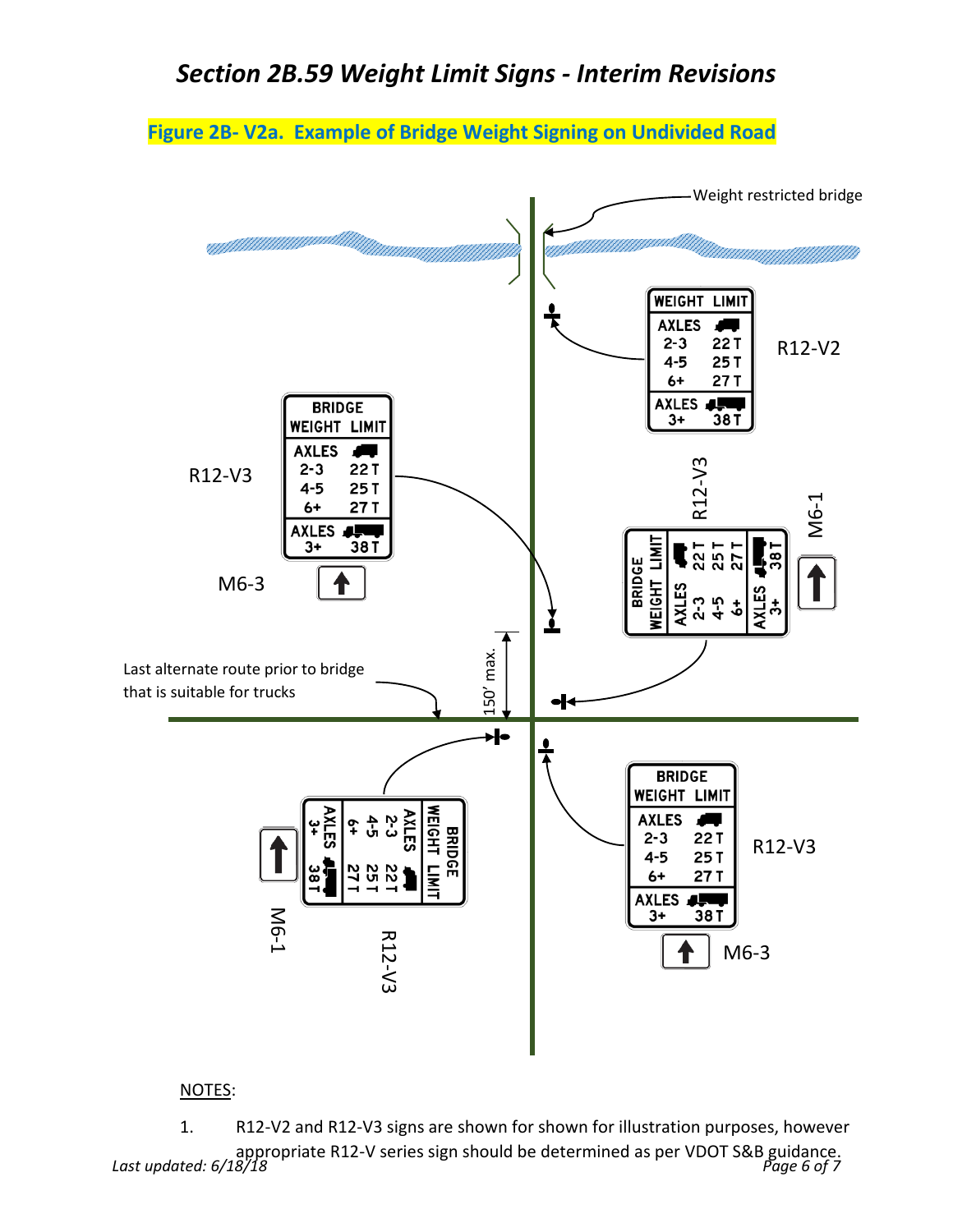# Section 2B.59 Weight Limit Signs - Interim Revisions

**Figure 2B- V2a. Example of Bridge Weight Signing on Undivided Road**

Weight restricted bridge

WEIGHT LIMIT
AXLES
2-3 22 T
4-5 25 T
6+ 27 T
AXLES
3+ 38 T

R12-V2

BRIDGE
WEIGHT LIMIT
AXLES
2-3 22 T
4-5 25 T
6+ 27 T
AXLES
3+ 38 T

R12-V3

M6-3

R12-V3

M6-1

150' max.

Last alternate route prior to bridge that is suitable for trucks

M6-1

R12-V3

R12-V3

M6-3

NOTES:

1. R12-V2 and R12-V3 signs are shown for shown for illustration purposes, however appropriate R12-V series sign should be determined as per VDOT S&B guidance.

*Last updated: 6/18/18*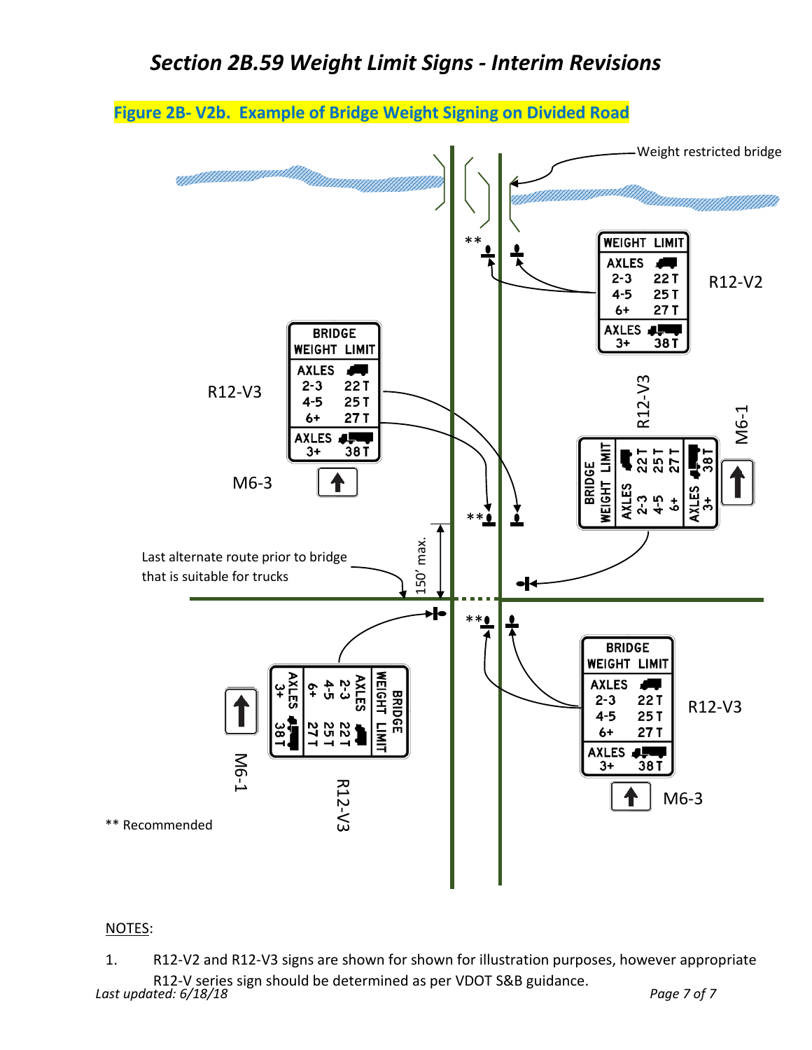# Section 2B.59 Weight Limit Signs - Interim Revisions

**Figure 2B- V2b. Example of Bridge Weight Signing on Divided Road**

Weight restricted bridge

WEIGHT LIMIT
AXLES
2-3 22 T
4-5 25 T
6+ 27 T
AXLES 3+ 38 T

R12-V2

BRIDGE WEIGHT LIMIT
AXLES
2-3 22 T
4-5 25 T
6+ 27 T
AXLES 3+ 38 T

R12-V3

M6-3

R12-V3

M6-1

Last alternate route prior to bridge that is suitable for trucks

150' max.

R12-V3

M6-3

M6-1

R12-V3

** Recommended

NOTES:

1. R12-V2 and R12-V3 signs are shown for shown for illustration purposes, however appropriate R12-V series sign should be determined as per VDOT S&B guidance.

*Last updated: 6/18/18*